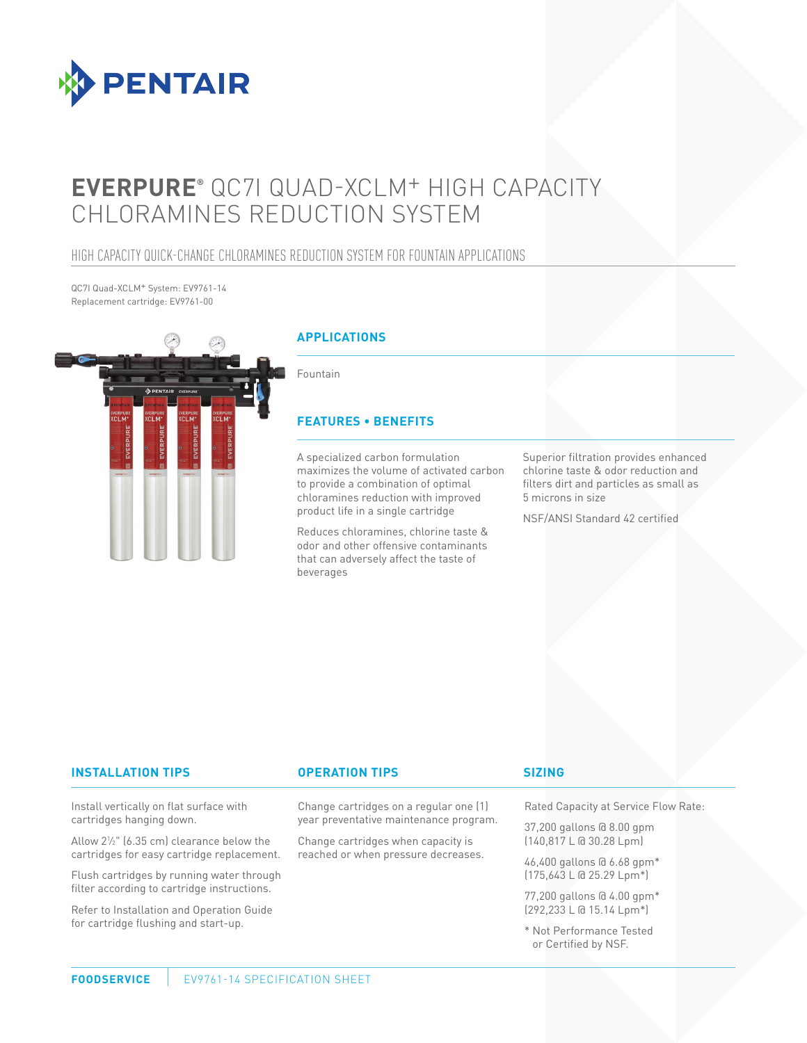PENTAIR

# EVERPURE® QC7I QUAD-XCLM+ HIGH CAPACITY CHLORAMINES REDUCTION SYSTEM

## HIGH CAPACITY QUICK-CHANGE CHLORAMINES REDUCTION SYSTEM FOR FOUNTAIN APPLICATIONS

QC7I Quad-XCLM+ System: EV9761-14
Replacement cartridge: EV9761-00

### APPLICATIONS

Fountain

### FEATURES • BENEFITS

A specialized carbon formulation maximizes the volume of activated carbon to provide a combination of optimal chloramines reduction with improved product life in a single cartridge

Reduces chloramines, chlorine taste & odor and other offensive contaminants that can adversely affect the taste of beverages

Superior filtration provides enhanced chlorine taste & odor reduction and filters dirt and particles as small as 5 microns in size

NSF/ANSI Standard 42 certified

### INSTALLATION TIPS

Install vertically on flat surface with cartridges hanging down.

Allow 2½" (6.35 cm) clearance below the cartridges for easy cartridge replacement.

Flush cartridges by running water through filter according to cartridge instructions.

Refer to Installation and Operation Guide for cartridge flushing and start-up.

### OPERATION TIPS

Change cartridges on a regular one (1) year preventative maintenance program.

Change cartridges when capacity is reached or when pressure decreases.

### SIZING

Rated Capacity at Service Flow Rate:

37,200 gallons @ 8.00 gpm
(140,817 L @ 30.28 Lpm)

46,400 gallons @ 6.68 gpm*
(175,643 L @ 25.29 Lpm*)

77,200 gallons @ 4.00 gpm*
(292,233 L @ 15.14 Lpm*)

\* Not Performance Tested or Certified by NSF.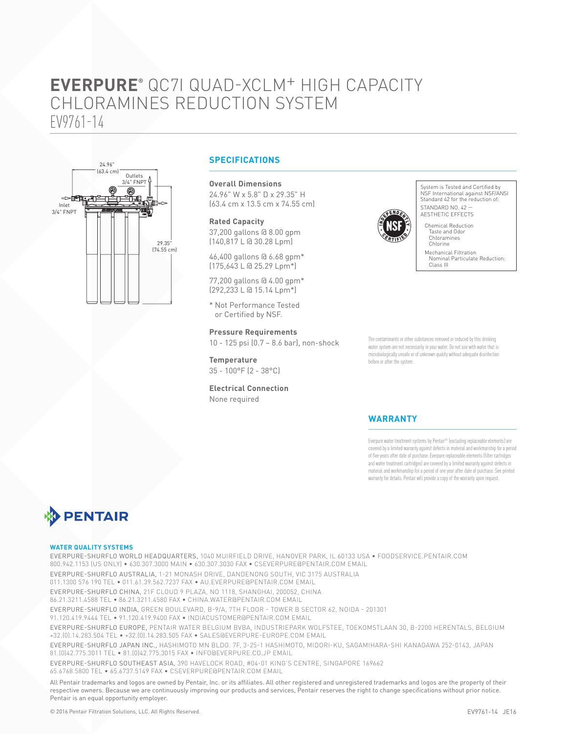# EVERPURE® QC7I QUAD-XCLM+ HIGH CAPACITY CHLORAMINES REDUCTION SYSTEM

EV9761-14

24.96"
(63.4 cm)
Outlets
3/4" FNPT
Inlet
3/4" FNPT
29.35"
(74.55 cm)

## SPECIFICATIONS

**Overall Dimensions**
24.96" W x 5.8" D x 29.35" H
(63.4 cm x 13.5 cm x 74.55 cm)

**Rated Capacity**
37,200 gallons @ 8.00 gpm
(140,817 L @ 30.28 Lpm)

46,400 gallons @ 6.68 gpm*
(175,643 L @ 25.29 Lpm*)

77,200 gallons @ 4.00 gpm*
(292,233 L @ 15.14 Lpm*)

\* Not Performance Tested or Certified by NSF.

**Pressure Requirements**
10 - 125 psi (0.7 – 8.6 bar), non-shock

**Temperature**
35 - 100°F (2 - 38°C)

**Electrical Connection**
None required

INDEPENDENTLY NSF CERTIFIED

System is Tested and Certified by NSF International against NSF/ANSI Standard 42 for the reduction of:

STANDARD NO. 42 — AESTHETIC EFFECTS

- Chemical Reduction
  - Taste and Odor
  - Chloramines
  - Chlorine
- Mechanical Filtration
  - Nominal Particulate Reduction: Class III

The contaminants or other substances removed or reduced by this drinking water system are not necessarily in your water. Do not use with water that is microbiologically unsafe or of unknown quality without adequate disinfection before or after the system.

## WARRANTY

Everpure water treatment systems by Pentair® (excluding replaceable elements) are covered by a limited warranty against defects in material and workmanship for a period of five years after date of purchase. Everpure replaceable elements (filter cartridges and water treatment cartridges) are covered by a limited warranty against defects in material and workmanship for a period of one year after date of purchase. See printed warranty for details. Pentair will provide a copy of the warranty upon request.

PENTAIR

**WATER QUALITY SYSTEMS**

EVERPURE-SHURFLO WORLD HEADQUARTERS, 1040 MUIRFIELD DRIVE, HANOVER PARK, IL 60133 USA • FOODSERVICE.PENTAIR.COM
800.942.1153 (US ONLY) • 630.307.3000 MAIN • 630.307.3030 FAX • CSEVERPURE@PENTAIR.COM EMAIL

EVERPURE-SHURFLO AUSTRALIA, 1-21 MONASH DRIVE, DANDENONG SOUTH, VIC 3175 AUSTRALIA
011.1300 576 190 TEL • 011.61.39.562.7237 FAX • AU.EVERPURE@PENTAIR.COM EMAIL

EVERPURE-SHURFLO CHINA, 21F CLOUD 9 PLAZA, NO 1118, SHANGHAI, 200052, CHINA
86.21.3211.4588 TEL • 86.21.3211.4580 FAX • CHINA.WATER@PENTAIR.COM EMAIL

EVERPURE-SHURFLO INDIA, GREEN BOULEVARD, B-9/A, 7TH FLOOR - TOWER B SECTOR 62, NOIDA - 201301
91.120.419.9444 TEL • 91.120.419.9400 FAX • INDIACUSTOMER@PENTAIR.COM EMAIL

EVERPURE-SHURFLO EUROPE, PENTAIR WATER BELGIUM BVBA, INDUSTRIEPARK WOLFSTEE, TOEKOMSTLAAN 30, B-2200 HERENTALS, BELGIUM
+32.(0).14.283.504 TEL • +32.(0).14.283.505 FAX • SALES@EVERPURE-EUROPE.COM EMAIL

EVERPURE-SHURFLO JAPAN INC., HASHIMOTO MN BLDG. 7F, 3-25-1 HASHIMOTO, MIDORI-KU, SAGAMIHARA-SHI KANAGAWA 252-0143, JAPAN
81.(0)42.775.3011 TEL • 81.(0)42.775.3015 FAX • INFO@EVERPURE.CO.JP EMAIL

EVERPURE-SHURFLO SOUTHEAST ASIA, 390 HAVELOCK ROAD, #04-01 KING'S CENTRE, SINGAPORE 169662
65.6768.5800 TEL • 65.6737.5149 FAX • CSEVERPURE@PENTAIR.COM EMAIL

All Pentair trademarks and logos are owned by Pentair, Inc. or its affiliates. All other registered and unregistered trademarks and logos are the property of their respective owners. Because we are continuously improving our products and services, Pentair reserves the right to change specifications without prior notice. Pentair is an equal opportunity employer.

© 2016 Pentair Filtration Solutions, LLC. All Rights Reserved.

EV9761-14 JE16